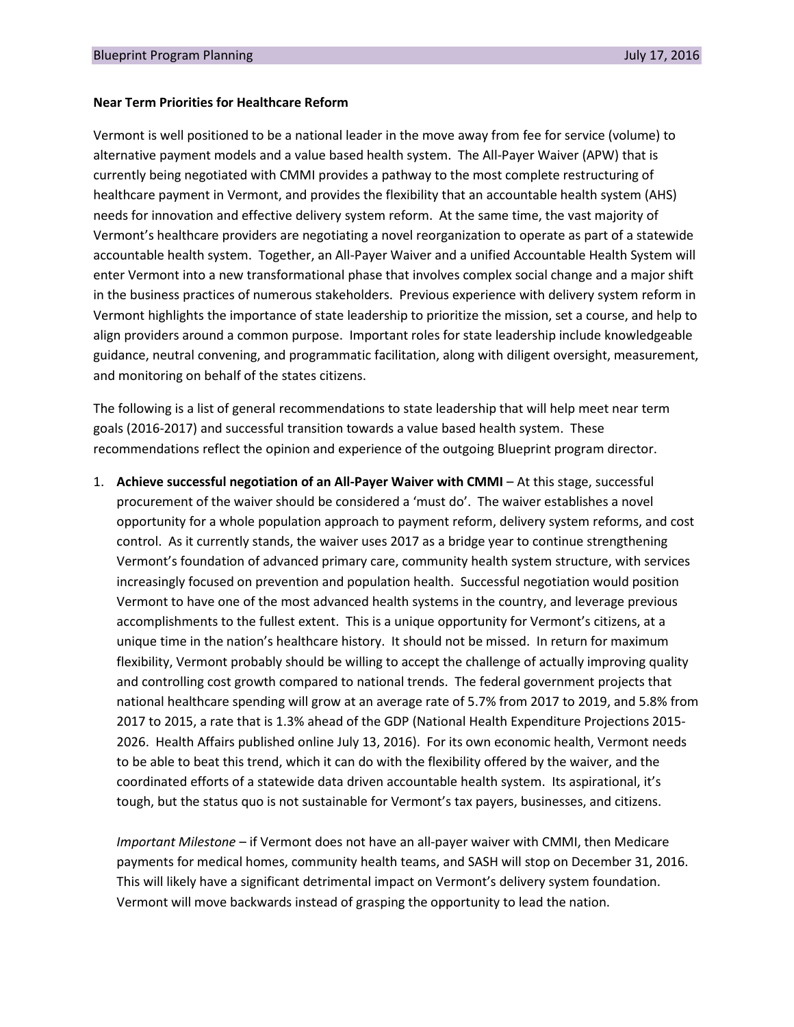**Near Term Priorities for Healthcare Reform**

Vermont is well positioned to be a national leader in the move away from fee for service (volume) to alternative payment models and a value based health system. The All-Payer Waiver (APW) that is currently being negotiated with CMMI provides a pathway to the most complete restructuring of healthcare payment in Vermont, and provides the flexibility that an accountable health system (AHS) needs for innovation and effective delivery system reform. At the same time, the vast majority of Vermont's healthcare providers are negotiating a novel reorganization to operate as part of a statewide accountable health system. Together, an All-Payer Waiver and a unified Accountable Health System will enter Vermont into a new transformational phase that involves complex social change and a major shift in the business practices of numerous stakeholders. Previous experience with delivery system reform in Vermont highlights the importance of state leadership to prioritize the mission, set a course, and help to align providers around a common purpose. Important roles for state leadership include knowledgeable guidance, neutral convening, and programmatic facilitation, along with diligent oversight, measurement, and monitoring on behalf of the states citizens.

The following is a list of general recommendations to state leadership that will help meet near term goals (2016-2017) and successful transition towards a value based health system. These recommendations reflect the opinion and experience of the outgoing Blueprint program director.

1. **Achieve successful negotiation of an All-Payer Waiver with CMMI** – At this stage, successful procurement of the waiver should be considered a 'must do'. The waiver establishes a novel opportunity for a whole population approach to payment reform, delivery system reforms, and cost control. As it currently stands, the waiver uses 2017 as a bridge year to continue strengthening Vermont's foundation of advanced primary care, community health system structure, with services increasingly focused on prevention and population health. Successful negotiation would position Vermont to have one of the most advanced health systems in the country, and leverage previous accomplishments to the fullest extent. This is a unique opportunity for Vermont's citizens, at a unique time in the nation's healthcare history. It should not be missed. In return for maximum flexibility, Vermont probably should be willing to accept the challenge of actually improving quality and controlling cost growth compared to national trends. The federal government projects that national healthcare spending will grow at an average rate of 5.7% from 2017 to 2019, and 5.8% from 2017 to 2015, a rate that is 1.3% ahead of the GDP (National Health Expenditure Projections 2015-2026. Health Affairs published online July 13, 2016). For its own economic health, Vermont needs to be able to beat this trend, which it can do with the flexibility offered by the waiver, and the coordinated efforts of a statewide data driven accountable health system. Its aspirational, it's tough, but the status quo is not sustainable for Vermont's tax payers, businesses, and citizens.

   *Important Milestone* – if Vermont does not have an all-payer waiver with CMMI, then Medicare payments for medical homes, community health teams, and SASH will stop on December 31, 2016. This will likely have a significant detrimental impact on Vermont's delivery system foundation. Vermont will move backwards instead of grasping the opportunity to lead the nation.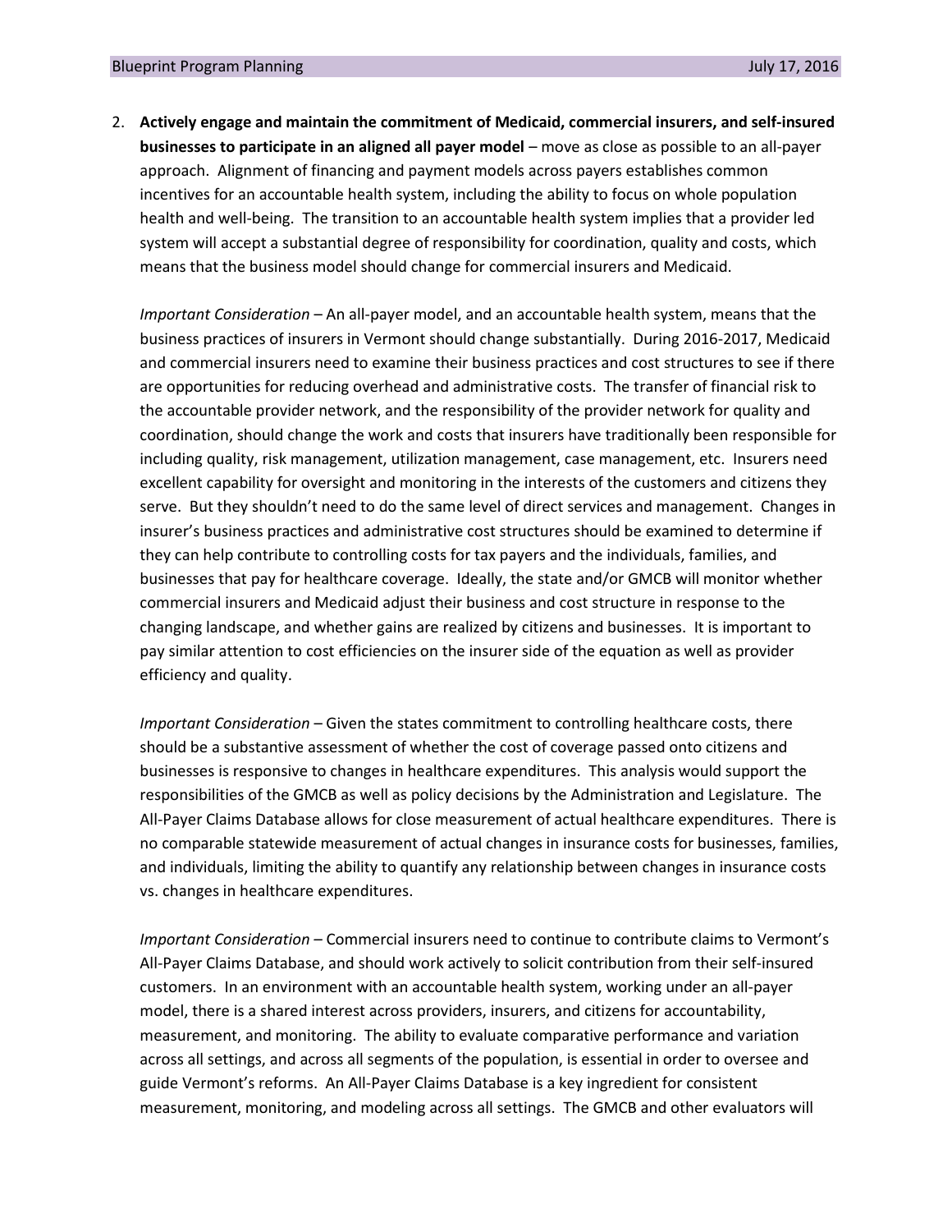2. **Actively engage and maintain the commitment of Medicaid, commercial insurers, and self-insured businesses to participate in an aligned all payer model** – move as close as possible to an all-payer approach. Alignment of financing and payment models across payers establishes common incentives for an accountable health system, including the ability to focus on whole population health and well-being. The transition to an accountable health system implies that a provider led system will accept a substantial degree of responsibility for coordination, quality and costs, which means that the business model should change for commercial insurers and Medicaid.

   *Important Consideration* – An all-payer model, and an accountable health system, means that the business practices of insurers in Vermont should change substantially. During 2016-2017, Medicaid and commercial insurers need to examine their business practices and cost structures to see if there are opportunities for reducing overhead and administrative costs. The transfer of financial risk to the accountable provider network, and the responsibility of the provider network for quality and coordination, should change the work and costs that insurers have traditionally been responsible for including quality, risk management, utilization management, case management, etc. Insurers need excellent capability for oversight and monitoring in the interests of the customers and citizens they serve. But they shouldn't need to do the same level of direct services and management. Changes in insurer's business practices and administrative cost structures should be examined to determine if they can help contribute to controlling costs for tax payers and the individuals, families, and businesses that pay for healthcare coverage. Ideally, the state and/or GMCB will monitor whether commercial insurers and Medicaid adjust their business and cost structure in response to the changing landscape, and whether gains are realized by citizens and businesses. It is important to pay similar attention to cost efficiencies on the insurer side of the equation as well as provider efficiency and quality.

   *Important Consideration* – Given the states commitment to controlling healthcare costs, there should be a substantive assessment of whether the cost of coverage passed onto citizens and businesses is responsive to changes in healthcare expenditures. This analysis would support the responsibilities of the GMCB as well as policy decisions by the Administration and Legislature. The All-Payer Claims Database allows for close measurement of actual healthcare expenditures. There is no comparable statewide measurement of actual changes in insurance costs for businesses, families, and individuals, limiting the ability to quantify any relationship between changes in insurance costs vs. changes in healthcare expenditures.

   *Important Consideration* – Commercial insurers need to continue to contribute claims to Vermont's All-Payer Claims Database, and should work actively to solicit contribution from their self-insured customers. In an environment with an accountable health system, working under an all-payer model, there is a shared interest across providers, insurers, and citizens for accountability, measurement, and monitoring. The ability to evaluate comparative performance and variation across all settings, and across all segments of the population, is essential in order to oversee and guide Vermont's reforms. An All-Payer Claims Database is a key ingredient for consistent measurement, monitoring, and modeling across all settings. The GMCB and other evaluators will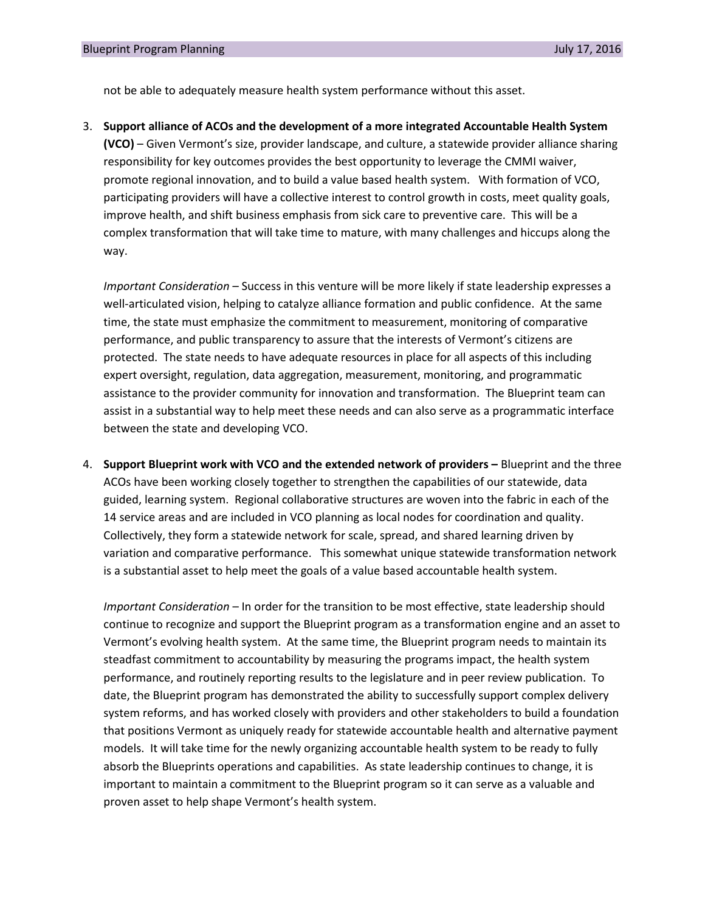not be able to adequately measure health system performance without this asset.

3. **Support alliance of ACOs and the development of a more integrated Accountable Health System (VCO)** – Given Vermont's size, provider landscape, and culture, a statewide provider alliance sharing responsibility for key outcomes provides the best opportunity to leverage the CMMI waiver, promote regional innovation, and to build a value based health system. With formation of VCO, participating providers will have a collective interest to control growth in costs, meet quality goals, improve health, and shift business emphasis from sick care to preventive care. This will be a complex transformation that will take time to mature, with many challenges and hiccups along the way.

   *Important Consideration* – Success in this venture will be more likely if state leadership expresses a well-articulated vision, helping to catalyze alliance formation and public confidence. At the same time, the state must emphasize the commitment to measurement, monitoring of comparative performance, and public transparency to assure that the interests of Vermont's citizens are protected. The state needs to have adequate resources in place for all aspects of this including expert oversight, regulation, data aggregation, measurement, monitoring, and programmatic assistance to the provider community for innovation and transformation. The Blueprint team can assist in a substantial way to help meet these needs and can also serve as a programmatic interface between the state and developing VCO.

4. **Support Blueprint work with VCO and the extended network of providers –** Blueprint and the three ACOs have been working closely together to strengthen the capabilities of our statewide, data guided, learning system. Regional collaborative structures are woven into the fabric in each of the 14 service areas and are included in VCO planning as local nodes for coordination and quality. Collectively, they form a statewide network for scale, spread, and shared learning driven by variation and comparative performance. This somewhat unique statewide transformation network is a substantial asset to help meet the goals of a value based accountable health system.

   *Important Consideration* – In order for the transition to be most effective, state leadership should continue to recognize and support the Blueprint program as a transformation engine and an asset to Vermont's evolving health system. At the same time, the Blueprint program needs to maintain its steadfast commitment to accountability by measuring the programs impact, the health system performance, and routinely reporting results to the legislature and in peer review publication. To date, the Blueprint program has demonstrated the ability to successfully support complex delivery system reforms, and has worked closely with providers and other stakeholders to build a foundation that positions Vermont as uniquely ready for statewide accountable health and alternative payment models. It will take time for the newly organizing accountable health system to be ready to fully absorb the Blueprints operations and capabilities. As state leadership continues to change, it is important to maintain a commitment to the Blueprint program so it can serve as a valuable and proven asset to help shape Vermont's health system.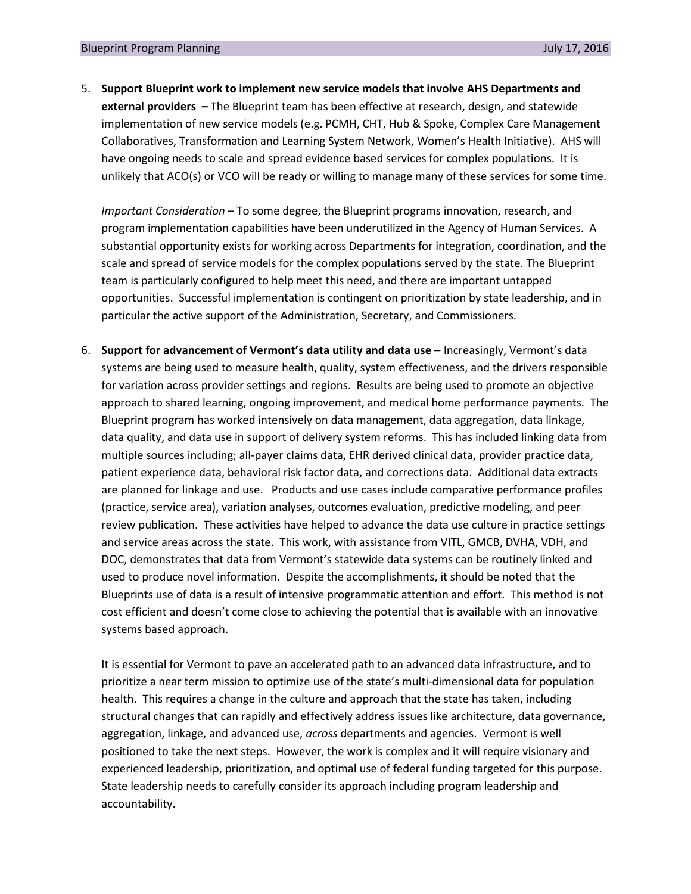5. **Support Blueprint work to implement new service models that involve AHS Departments and external providers –** The Blueprint team has been effective at research, design, and statewide implementation of new service models (e.g. PCMH, CHT, Hub & Spoke, Complex Care Management Collaboratives, Transformation and Learning System Network, Women's Health Initiative). AHS will have ongoing needs to scale and spread evidence based services for complex populations. It is unlikely that ACO(s) or VCO will be ready or willing to manage many of these services for some time.

   *Important Consideration* – To some degree, the Blueprint programs innovation, research, and program implementation capabilities have been underutilized in the Agency of Human Services. A substantial opportunity exists for working across Departments for integration, coordination, and the scale and spread of service models for the complex populations served by the state. The Blueprint team is particularly configured to help meet this need, and there are important untapped opportunities. Successful implementation is contingent on prioritization by state leadership, and in particular the active support of the Administration, Secretary, and Commissioners.

6. **Support for advancement of Vermont's data utility and data use –** Increasingly, Vermont's data systems are being used to measure health, quality, system effectiveness, and the drivers responsible for variation across provider settings and regions. Results are being used to promote an objective approach to shared learning, ongoing improvement, and medical home performance payments. The Blueprint program has worked intensively on data management, data aggregation, data linkage, data quality, and data use in support of delivery system reforms. This has included linking data from multiple sources including; all-payer claims data, EHR derived clinical data, provider practice data, patient experience data, behavioral risk factor data, and corrections data. Additional data extracts are planned for linkage and use. Products and use cases include comparative performance profiles (practice, service area), variation analyses, outcomes evaluation, predictive modeling, and peer review publication. These activities have helped to advance the data use culture in practice settings and service areas across the state. This work, with assistance from VITL, GMCB, DVHA, VDH, and DOC, demonstrates that data from Vermont's statewide data systems can be routinely linked and used to produce novel information. Despite the accomplishments, it should be noted that the Blueprints use of data is a result of intensive programmatic attention and effort. This method is not cost efficient and doesn't come close to achieving the potential that is available with an innovative systems based approach.

   It is essential for Vermont to pave an accelerated path to an advanced data infrastructure, and to prioritize a near term mission to optimize use of the state's multi-dimensional data for population health. This requires a change in the culture and approach that the state has taken, including structural changes that can rapidly and effectively address issues like architecture, data governance, aggregation, linkage, and advanced use, *across* departments and agencies. Vermont is well positioned to take the next steps. However, the work is complex and it will require visionary and experienced leadership, prioritization, and optimal use of federal funding targeted for this purpose. State leadership needs to carefully consider its approach including program leadership and accountability.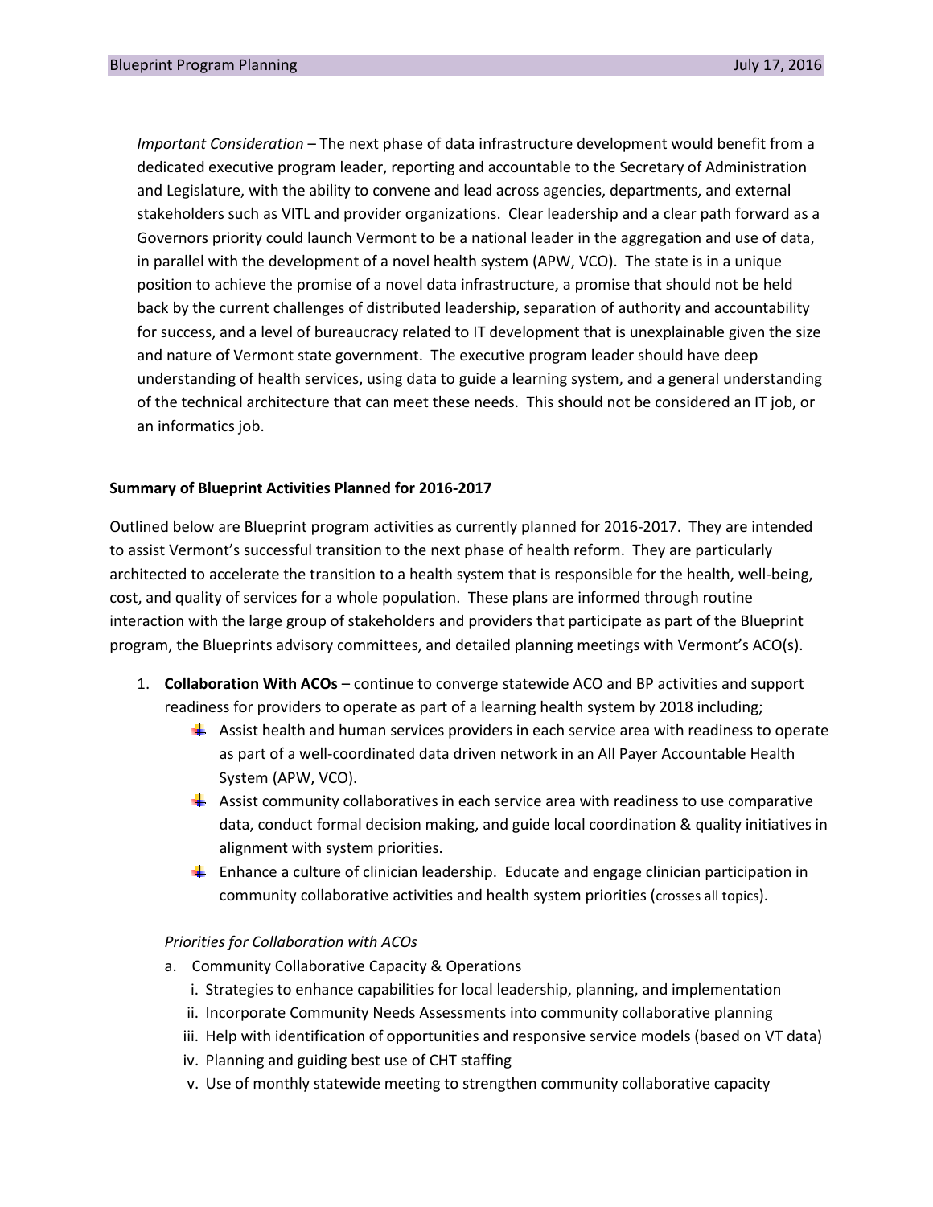*Important Consideration* – The next phase of data infrastructure development would benefit from a dedicated executive program leader, reporting and accountable to the Secretary of Administration and Legislature, with the ability to convene and lead across agencies, departments, and external stakeholders such as VITL and provider organizations. Clear leadership and a clear path forward as a Governors priority could launch Vermont to be a national leader in the aggregation and use of data, in parallel with the development of a novel health system (APW, VCO). The state is in a unique position to achieve the promise of a novel data infrastructure, a promise that should not be held back by the current challenges of distributed leadership, separation of authority and accountability for success, and a level of bureaucracy related to IT development that is unexplainable given the size and nature of Vermont state government. The executive program leader should have deep understanding of health services, using data to guide a learning system, and a general understanding of the technical architecture that can meet these needs. This should not be considered an IT job, or an informatics job.

**Summary of Blueprint Activities Planned for 2016-2017**

Outlined below are Blueprint program activities as currently planned for 2016-2017. They are intended to assist Vermont's successful transition to the next phase of health reform. They are particularly architected to accelerate the transition to a health system that is responsible for the health, well-being, cost, and quality of services for a whole population. These plans are informed through routine interaction with the large group of stakeholders and providers that participate as part of the Blueprint program, the Blueprints advisory committees, and detailed planning meetings with Vermont's ACO(s).

1. **Collaboration With ACOs** – continue to converge statewide ACO and BP activities and support readiness for providers to operate as part of a learning health system by 2018 including;
    - Assist health and human services providers in each service area with readiness to operate as part of a well-coordinated data driven network in an All Payer Accountable Health System (APW, VCO).
    - Assist community collaboratives in each service area with readiness to use comparative data, conduct formal decision making, and guide local coordination & quality initiatives in alignment with system priorities.
    - Enhance a culture of clinician leadership. Educate and engage clinician participation in community collaborative activities and health system priorities (crosses all topics).

    *Priorities for Collaboration with ACOs*

    a. Community Collaborative Capacity & Operations
        i. Strategies to enhance capabilities for local leadership, planning, and implementation
        ii. Incorporate Community Needs Assessments into community collaborative planning
        iii. Help with identification of opportunities and responsive service models (based on VT data)
        iv. Planning and guiding best use of CHT staffing
        v. Use of monthly statewide meeting to strengthen community collaborative capacity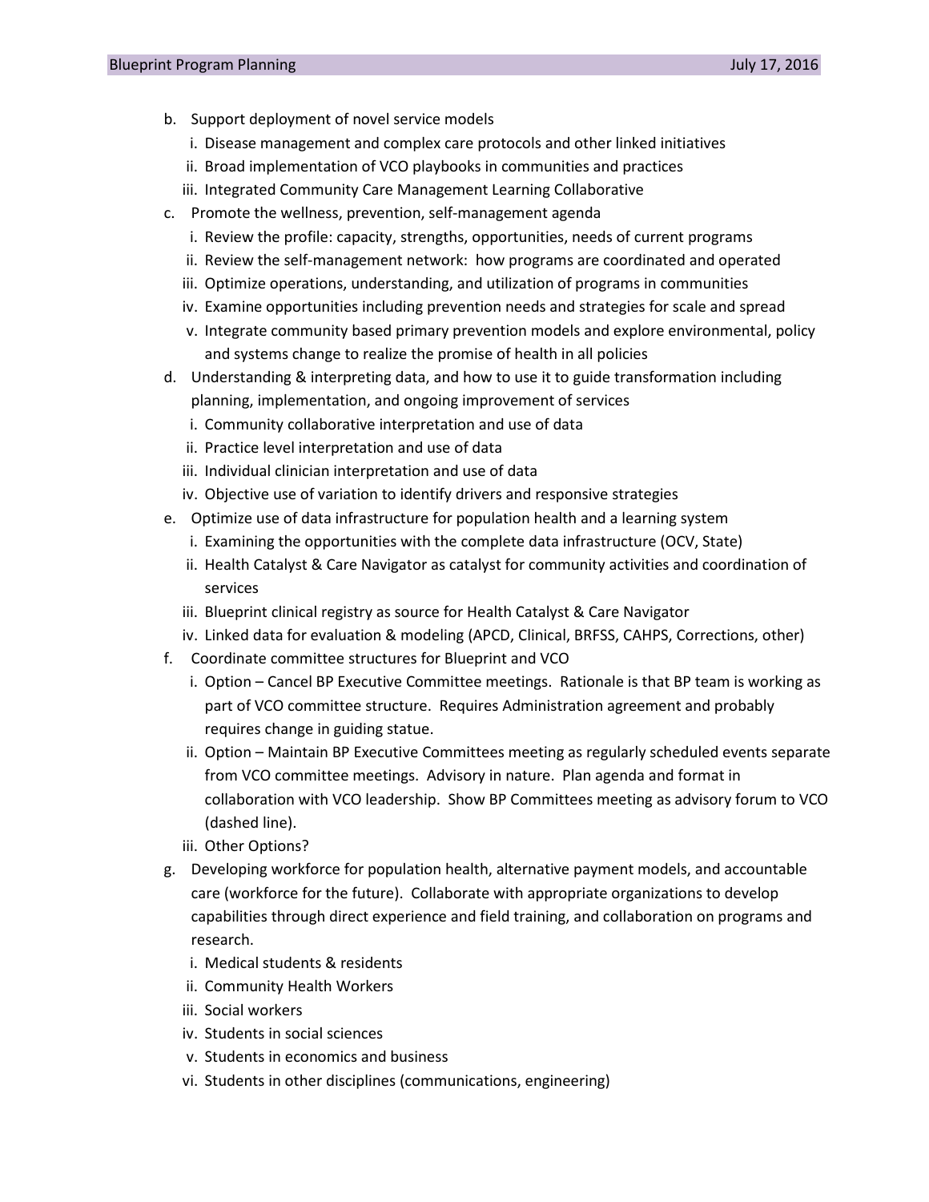b. Support deployment of novel service models
   i. Disease management and complex care protocols and other linked initiatives
   ii. Broad implementation of VCO playbooks in communities and practices
   iii. Integrated Community Care Management Learning Collaborative
c. Promote the wellness, prevention, self-management agenda
   i. Review the profile: capacity, strengths, opportunities, needs of current programs
   ii. Review the self-management network: how programs are coordinated and operated
   iii. Optimize operations, understanding, and utilization of programs in communities
   iv. Examine opportunities including prevention needs and strategies for scale and spread
   v. Integrate community based primary prevention models and explore environmental, policy and systems change to realize the promise of health in all policies
d. Understanding & interpreting data, and how to use it to guide transformation including planning, implementation, and ongoing improvement of services
   i. Community collaborative interpretation and use of data
   ii. Practice level interpretation and use of data
   iii. Individual clinician interpretation and use of data
   iv. Objective use of variation to identify drivers and responsive strategies
e. Optimize use of data infrastructure for population health and a learning system
   i. Examining the opportunities with the complete data infrastructure (OCV, State)
   ii. Health Catalyst & Care Navigator as catalyst for community activities and coordination of services
   iii. Blueprint clinical registry as source for Health Catalyst & Care Navigator
   iv. Linked data for evaluation & modeling (APCD, Clinical, BRFSS, CAHPS, Corrections, other)
f. Coordinate committee structures for Blueprint and VCO
   i. Option – Cancel BP Executive Committee meetings. Rationale is that BP team is working as part of VCO committee structure. Requires Administration agreement and probably requires change in guiding statue.
   ii. Option – Maintain BP Executive Committees meeting as regularly scheduled events separate from VCO committee meetings. Advisory in nature. Plan agenda and format in collaboration with VCO leadership. Show BP Committees meeting as advisory forum to VCO (dashed line).
   iii. Other Options?
g. Developing workforce for population health, alternative payment models, and accountable care (workforce for the future). Collaborate with appropriate organizations to develop capabilities through direct experience and field training, and collaboration on programs and research.
   i. Medical students & residents
   ii. Community Health Workers
   iii. Social workers
   iv. Students in social sciences
   v. Students in economics and business
   vi. Students in other disciplines (communications, engineering)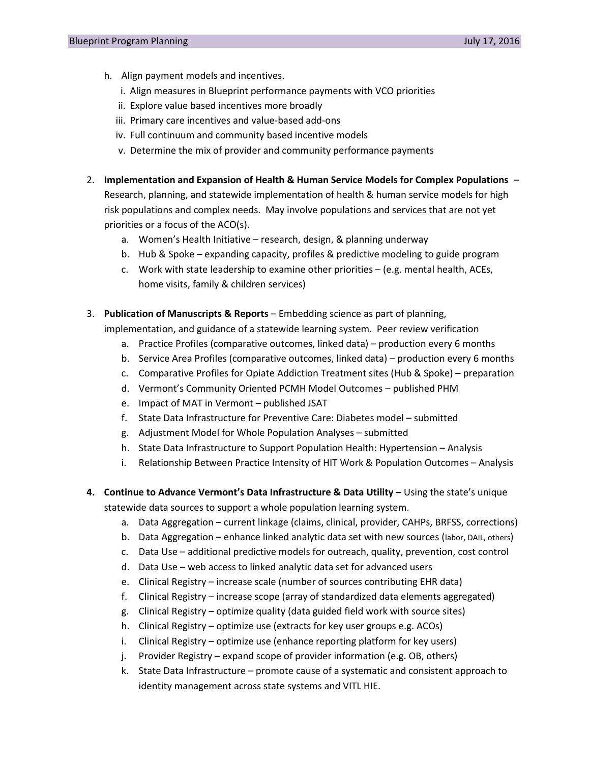h. Align payment models and incentives.
   i. Align measures in Blueprint performance payments with VCO priorities
   ii. Explore value based incentives more broadly
   iii. Primary care incentives and value-based add-ons
   iv. Full continuum and community based incentive models
   v. Determine the mix of provider and community performance payments

2. **Implementation and Expansion of Health & Human Service Models for Complex Populations** – Research, planning, and statewide implementation of health & human service models for high risk populations and complex needs. May involve populations and services that are not yet priorities or a focus of the ACO(s).
   a. Women's Health Initiative – research, design, & planning underway
   b. Hub & Spoke – expanding capacity, profiles & predictive modeling to guide program
   c. Work with state leadership to examine other priorities – (e.g. mental health, ACEs, home visits, family & children services)

3. **Publication of Manuscripts & Reports** – Embedding science as part of planning, implementation, and guidance of a statewide learning system. Peer review verification
   a. Practice Profiles (comparative outcomes, linked data) – production every 6 months
   b. Service Area Profiles (comparative outcomes, linked data) – production every 6 months
   c. Comparative Profiles for Opiate Addiction Treatment sites (Hub & Spoke) – preparation
   d. Vermont's Community Oriented PCMH Model Outcomes – published PHM
   e. Impact of MAT in Vermont – published JSAT
   f. State Data Infrastructure for Preventive Care: Diabetes model – submitted
   g. Adjustment Model for Whole Population Analyses – submitted
   h. State Data Infrastructure to Support Population Health: Hypertension – Analysis
   i. Relationship Between Practice Intensity of HIT Work & Population Outcomes – Analysis

4. **Continue to Advance Vermont's Data Infrastructure & Data Utility –** Using the state's unique statewide data sources to support a whole population learning system.
   a. Data Aggregation – current linkage (claims, clinical, provider, CAHPs, BRFSS, corrections)
   b. Data Aggregation – enhance linked analytic data set with new sources (labor, DAIL, others)
   c. Data Use – additional predictive models for outreach, quality, prevention, cost control
   d. Data Use – web access to linked analytic data set for advanced users
   e. Clinical Registry – increase scale (number of sources contributing EHR data)
   f. Clinical Registry – increase scope (array of standardized data elements aggregated)
   g. Clinical Registry – optimize quality (data guided field work with source sites)
   h. Clinical Registry – optimize use (extracts for key user groups e.g. ACOs)
   i. Clinical Registry – optimize use (enhance reporting platform for key users)
   j. Provider Registry – expand scope of provider information (e.g. OB, others)
   k. State Data Infrastructure – promote cause of a systematic and consistent approach to identity management across state systems and VITL HIE.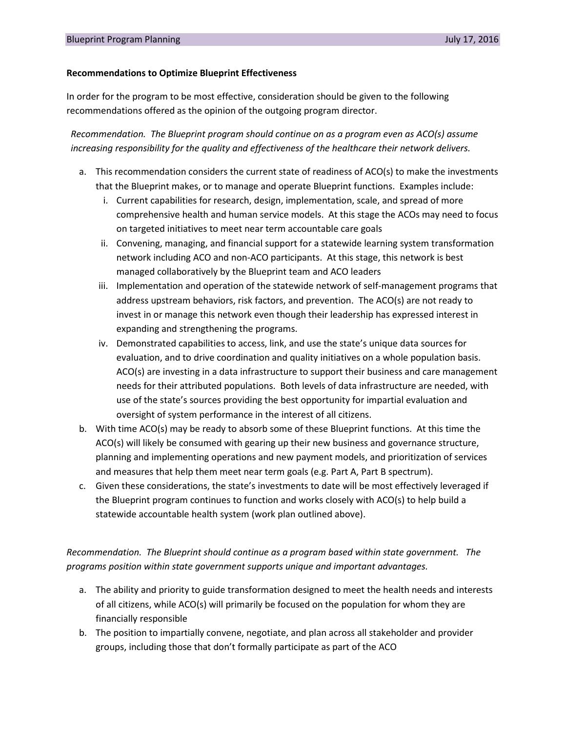**Recommendations to Optimize Blueprint Effectiveness**

In order for the program to be most effective, consideration should be given to the following recommendations offered as the opinion of the outgoing program director.

*Recommendation. The Blueprint program should continue on as a program even as ACO(s) assume increasing responsibility for the quality and effectiveness of the healthcare their network delivers.*

a. This recommendation considers the current state of readiness of ACO(s) to make the investments that the Blueprint makes, or to manage and operate Blueprint functions. Examples include:
   i. Current capabilities for research, design, implementation, scale, and spread of more comprehensive health and human service models. At this stage the ACOs may need to focus on targeted initiatives to meet near term accountable care goals
   ii. Convening, managing, and financial support for a statewide learning system transformation network including ACO and non-ACO participants. At this stage, this network is best managed collaboratively by the Blueprint team and ACO leaders
   iii. Implementation and operation of the statewide network of self-management programs that address upstream behaviors, risk factors, and prevention. The ACO(s) are not ready to invest in or manage this network even though their leadership has expressed interest in expanding and strengthening the programs.
   iv. Demonstrated capabilities to access, link, and use the state's unique data sources for evaluation, and to drive coordination and quality initiatives on a whole population basis. ACO(s) are investing in a data infrastructure to support their business and care management needs for their attributed populations. Both levels of data infrastructure are needed, with use of the state's sources providing the best opportunity for impartial evaluation and oversight of system performance in the interest of all citizens.

b. With time ACO(s) may be ready to absorb some of these Blueprint functions. At this time the ACO(s) will likely be consumed with gearing up their new business and governance structure, planning and implementing operations and new payment models, and prioritization of services and measures that help them meet near term goals (e.g. Part A, Part B spectrum).

c. Given these considerations, the state's investments to date will be most effectively leveraged if the Blueprint program continues to function and works closely with ACO(s) to help build a statewide accountable health system (work plan outlined above).

*Recommendation. The Blueprint should continue as a program based within state government. The programs position within state government supports unique and important advantages.*

a. The ability and priority to guide transformation designed to meet the health needs and interests of all citizens, while ACO(s) will primarily be focused on the population for whom they are financially responsible

b. The position to impartially convene, negotiate, and plan across all stakeholder and provider groups, including those that don't formally participate as part of the ACO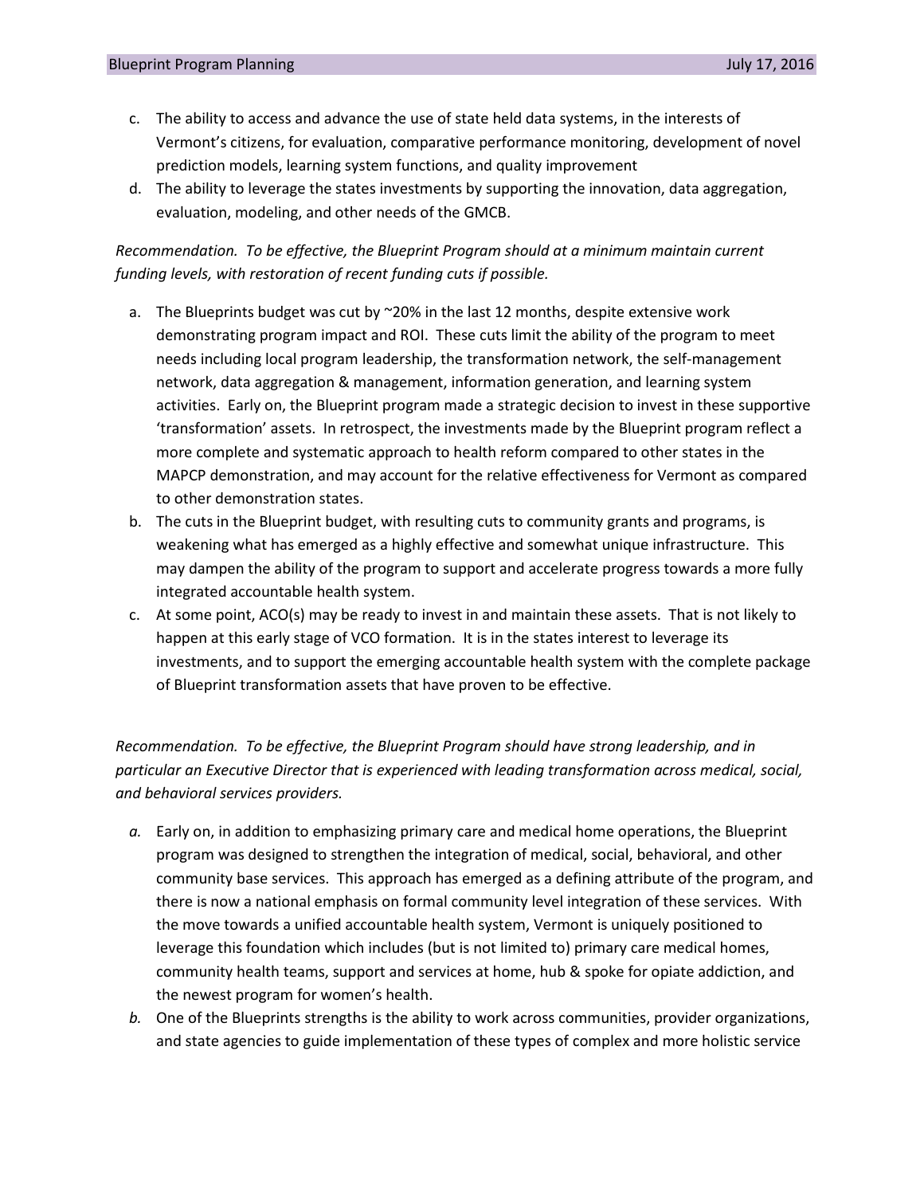c. The ability to access and advance the use of state held data systems, in the interests of Vermont's citizens, for evaluation, comparative performance monitoring, development of novel prediction models, learning system functions, and quality improvement
d. The ability to leverage the states investments by supporting the innovation, data aggregation, evaluation, modeling, and other needs of the GMCB.

*Recommendation. To be effective, the Blueprint Program should at a minimum maintain current funding levels, with restoration of recent funding cuts if possible.*

a. The Blueprints budget was cut by ~20% in the last 12 months, despite extensive work demonstrating program impact and ROI. These cuts limit the ability of the program to meet needs including local program leadership, the transformation network, the self-management network, data aggregation & management, information generation, and learning system activities. Early on, the Blueprint program made a strategic decision to invest in these supportive 'transformation' assets. In retrospect, the investments made by the Blueprint program reflect a more complete and systematic approach to health reform compared to other states in the MAPCP demonstration, and may account for the relative effectiveness for Vermont as compared to other demonstration states.
b. The cuts in the Blueprint budget, with resulting cuts to community grants and programs, is weakening what has emerged as a highly effective and somewhat unique infrastructure. This may dampen the ability of the program to support and accelerate progress towards a more fully integrated accountable health system.
c. At some point, ACO(s) may be ready to invest in and maintain these assets. That is not likely to happen at this early stage of VCO formation. It is in the states interest to leverage its investments, and to support the emerging accountable health system with the complete package of Blueprint transformation assets that have proven to be effective.

*Recommendation. To be effective, the Blueprint Program should have strong leadership, and in particular an Executive Director that is experienced with leading transformation across medical, social, and behavioral services providers.*

*a.* Early on, in addition to emphasizing primary care and medical home operations, the Blueprint program was designed to strengthen the integration of medical, social, behavioral, and other community base services. This approach has emerged as a defining attribute of the program, and there is now a national emphasis on formal community level integration of these services. With the move towards a unified accountable health system, Vermont is uniquely positioned to leverage this foundation which includes (but is not limited to) primary care medical homes, community health teams, support and services at home, hub & spoke for opiate addiction, and the newest program for women's health.
*b.* One of the Blueprints strengths is the ability to work across communities, provider organizations, and state agencies to guide implementation of these types of complex and more holistic service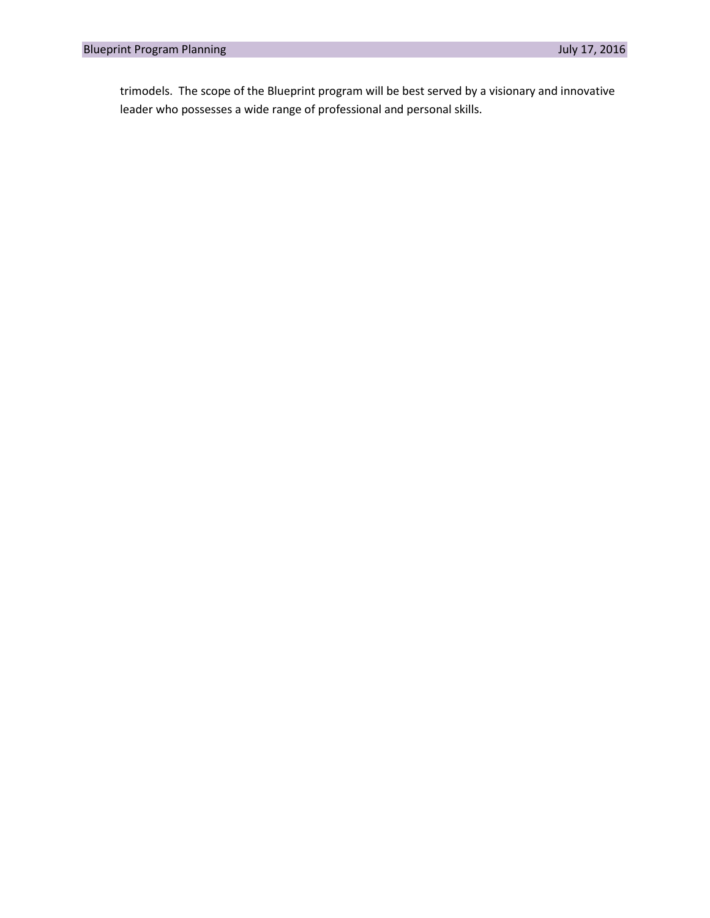trimodels. The scope of the Blueprint program will be best served by a visionary and innovative leader who possesses a wide range of professional and personal skills.